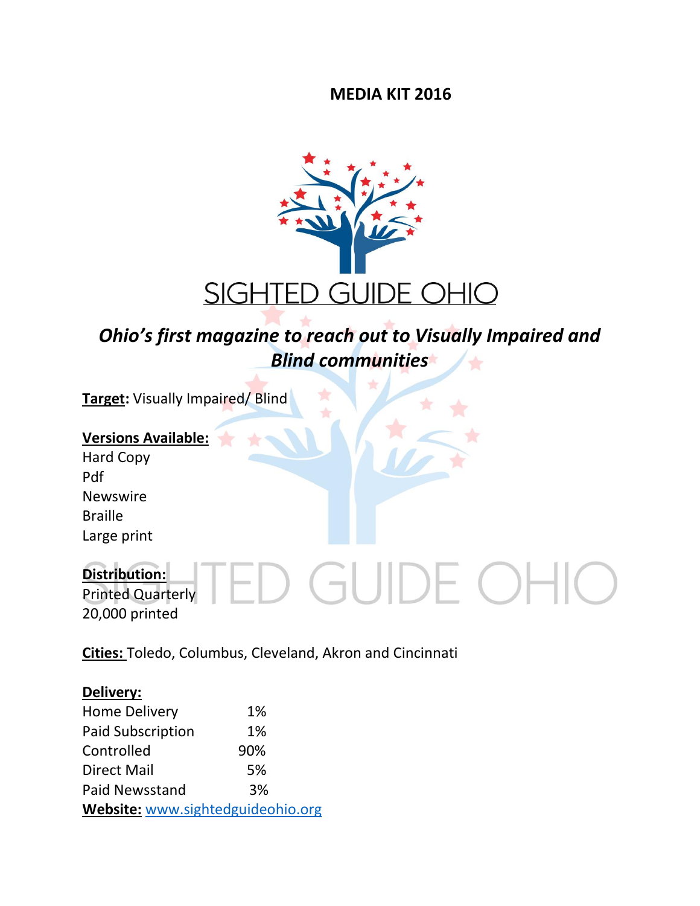# MEDIA KIT 2016

## SIGHTED GUIDE OHIO

***Ohio's first magazine to reach out to Visually Impaired and Blind communities***

**Target:** Visually Impaired/ Blind

**Versions Available:**
Hard Copy
Pdf
Newswire
Braille
Large print

**Distribution:**
Printed Quarterly
20,000 printed

**Cities:** Toledo, Columbus, Cleveland, Akron and Cincinnati

**Delivery:**

| | |
|---|---|
| Home Delivery | 1% |
| Paid Subscription | 1% |
| Controlled | 90% |
| Direct Mail | 5% |
| Paid Newsstand | 3% |

**Website:** www.sightedguideohio.org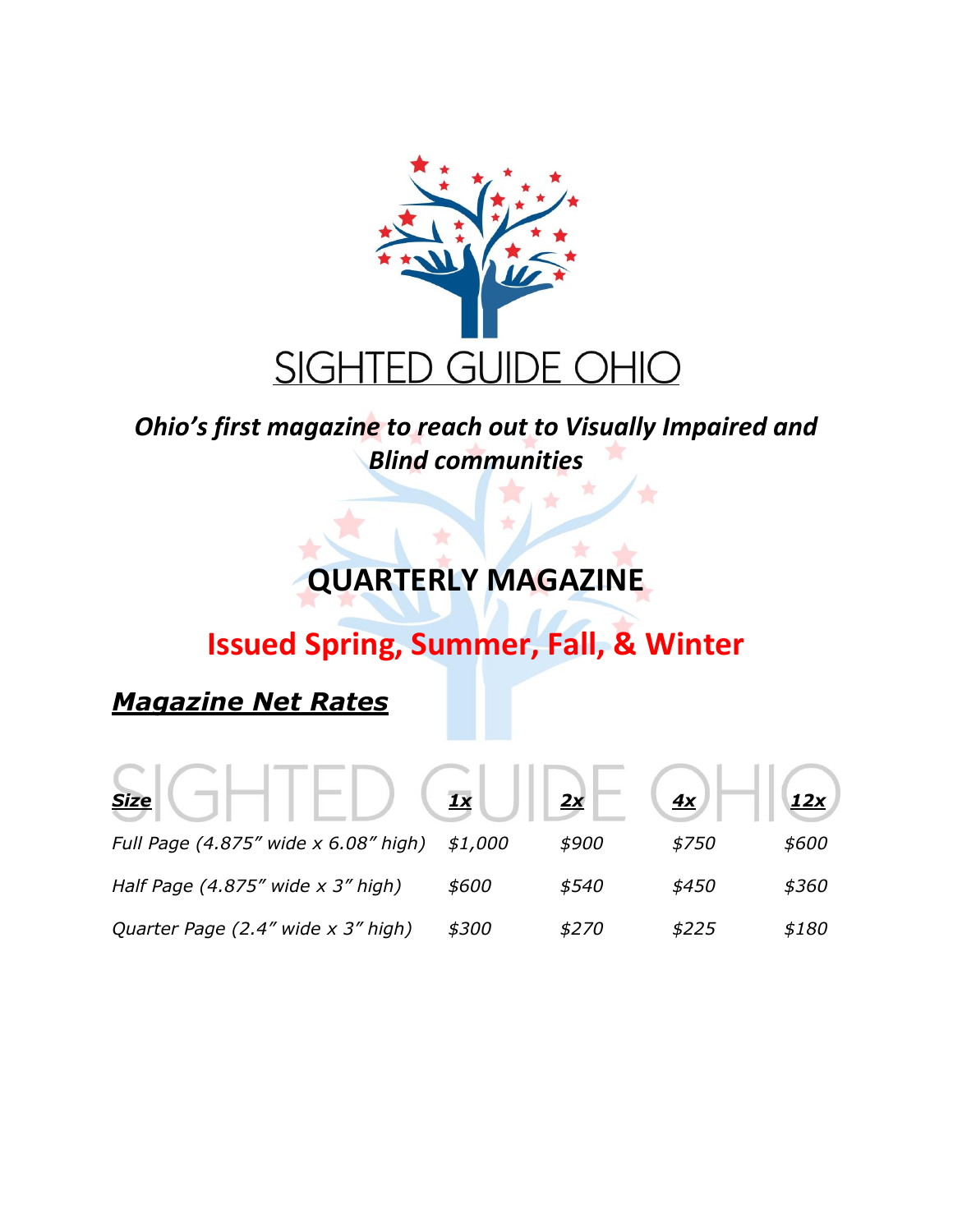# SIGHTED GUIDE OHIO

***Ohio's first magazine to reach out to Visually Impaired and Blind communities***

## QUARTERLY MAGAZINE

## Issued Spring, Summer, Fall, & Winter

***Magazine Net Rates***

| *Size* | *1x* | *2x* | *4x* | *12x* |
|---|---|---|---|---|
| *Full Page (4.875" wide x 6.08" high)* | *$1,000* | *$900* | *$750* | *$600* |
| *Half Page (4.875" wide x 3" high)* | *$600* | *$540* | *$450* | *$360* |
| *Quarter Page (2.4" wide x 3" high)* | *$300* | *$270* | *$225* | *$180* |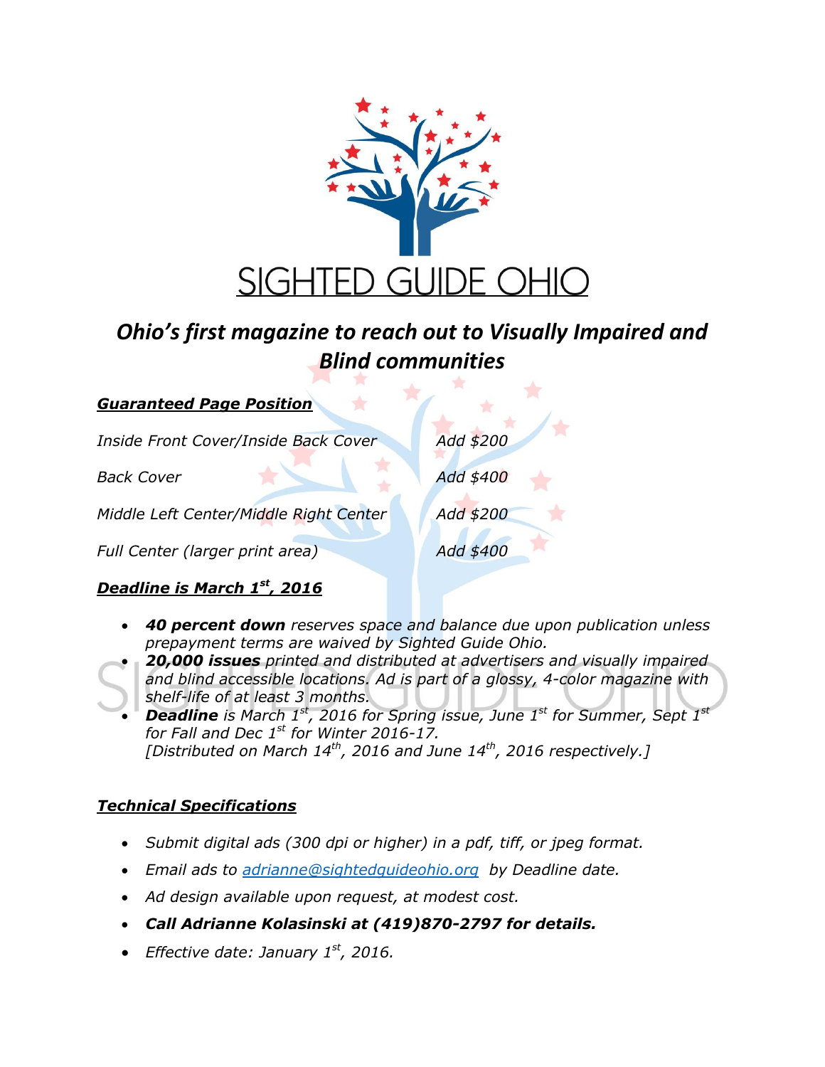# SIGHTED GUIDE OHIO

## *Ohio's first magazine to reach out to Visually Impaired and Blind communities*

***<u>Guaranteed Page Position</u>***

| | |
|---|---|
| *Inside Front Cover/Inside Back Cover* | *Add $200* |
| *Back Cover* | *Add $400* |
| *Middle Left Center/Middle Right Center* | *Add $200* |
| *Full Center (larger print area)* | *Add $400* |

***<u>Deadline is March 1st, 2016</u>***

- ***40 percent down*** *reserves space and balance due upon publication unless prepayment terms are waived by Sighted Guide Ohio.*
- ***20,000 issues*** *printed and distributed at advertisers and visually impaired and blind accessible locations. Ad is part of a glossy, 4-color magazine with shelf-life of at least 3 months.*
- ***Deadline*** *is March 1st, 2016 for Spring issue, June 1st for Summer, Sept 1st for Fall and Dec 1st for Winter 2016-17.*
  *[Distributed on March 14th, 2016 and June 14th, 2016 respectively.]*

***<u>Technical Specifications</u>***

- *Submit digital ads (300 dpi or higher) in a pdf, tiff, or jpeg format.*
- *Email ads to adrianne@sightedguideohio.org by Deadline date.*
- *Ad design available upon request, at modest cost.*
- ***Call Adrianne Kolasinski at (419)870-2797 for details.***
- *Effective date: January 1st, 2016.*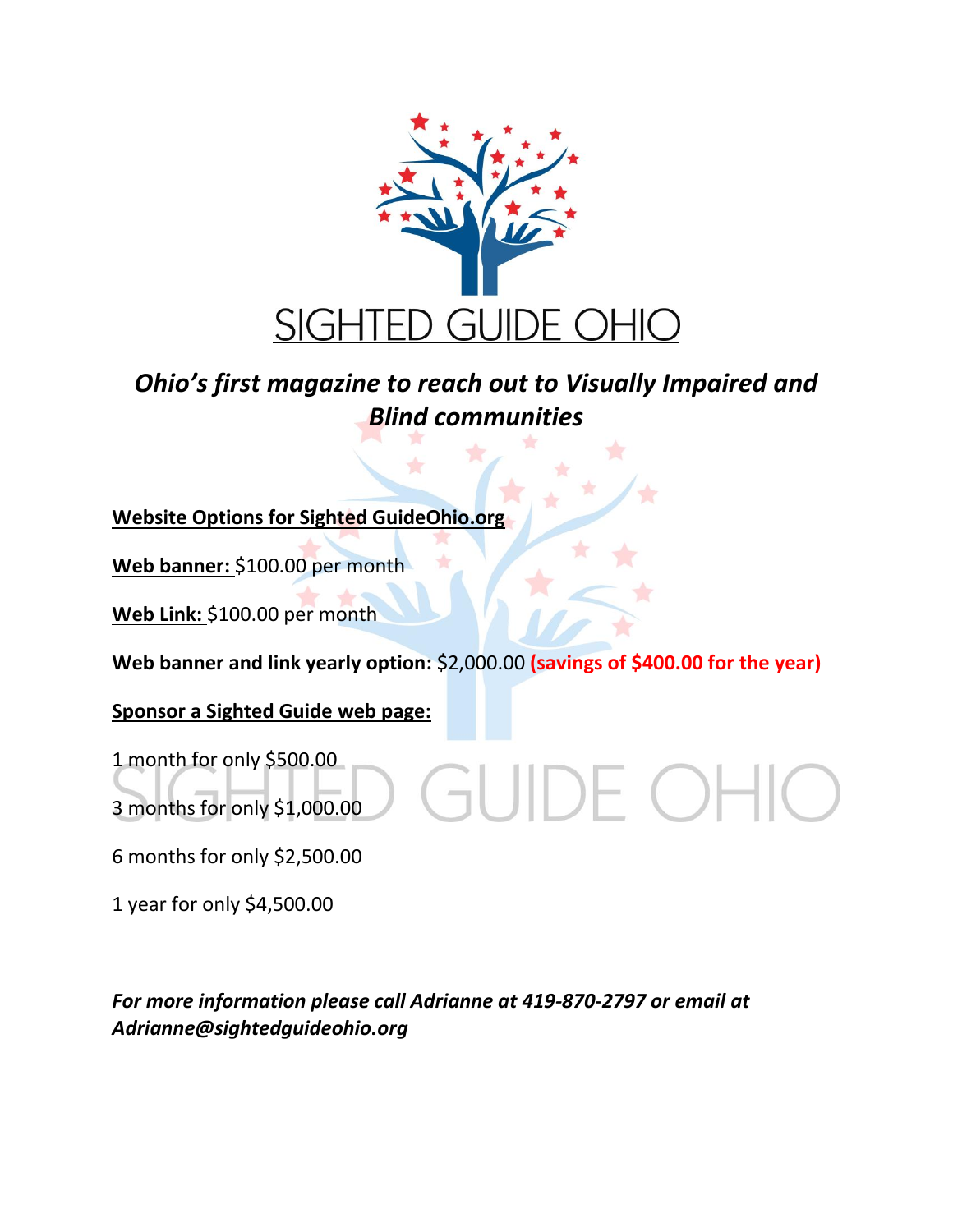# SIGHTED GUIDE OHIO

***Ohio's first magazine to reach out to Visually Impaired and Blind communities***

**Website Options for Sighted GuideOhio.org**

**Web banner:** $100.00 per month

**Web Link:** $100.00 per month

**Web banner and link yearly option:** $2,000.00 **(savings of $400.00 for the year)**

**Sponsor a Sighted Guide web page:**

1 month for only $500.00

3 months for only $1,000.00

6 months for only $2,500.00

1 year for only $4,500.00

***For more information please call Adrianne at 419-870-2797 or email at Adrianne@sightedguideohio.org***